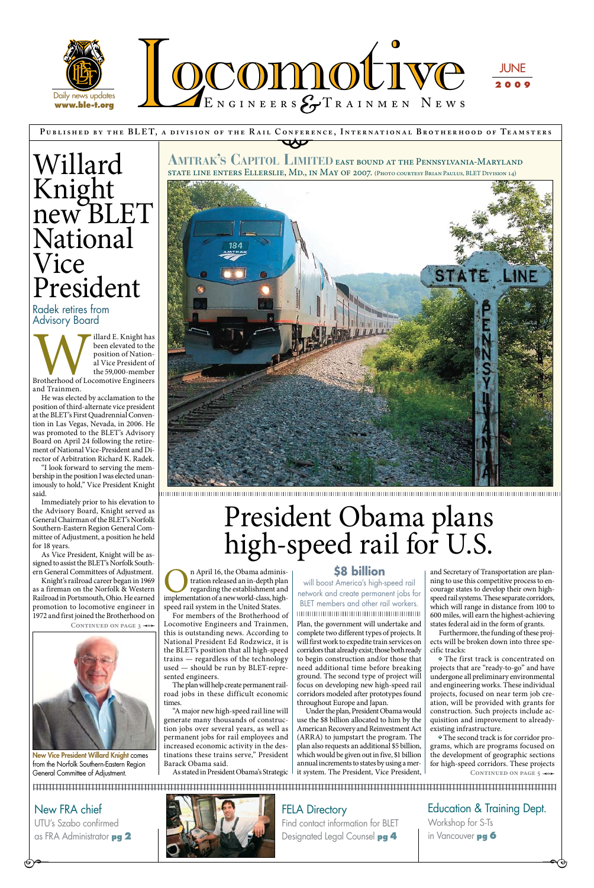# Locomotive Engineers & Trainmen News

JUNE 2009

Daily news updates www.ble-t.org

PUBLISHED BY THE BLET, A DIVISION OF THE RAIL CONFERENCE, INTERNATIONAL BROTHERHOOD OF TEAMSTERS

# Willard Knight new BLET National Vice President

## Radek retires from Advisory Board

Willard E. Knight has been elevated to the position of National Vice President of the 59,000-member Brotherhood of Locomotive Engineers and Trainmen.

He was elected by acclamation to the position of third-alternate vice president at the BLET's First Quadrennial Convention in Las Vegas, Nevada, in 2006. He was promoted to the BLET's Advisory Board on April 24 following the retirement of National Vice-President and Director of Arbitration Richard K. Radek.

"I look forward to serving the membership in the position I was elected unanimously to hold," Vice President Knight said.

Immediately prior to his elevation to the Advisory Board, Knight served as General Chairman of the BLET's Norfolk Southern-Eastern Region General Committee of Adjustment, a position he held for 18 years.

As Vice President, Knight will be assigned to assist the BLET's Norfolk Southern General Committees of Adjustment.

Knight's railroad career began in 1969 as a fireman on the Norfolk & Western Railroad in Portsmouth, Ohio. He earned promotion to locomotive engineer in 1972 and first joined the Brotherhood on

CONTINUED ON PAGE 3

New Vice President Willard Knight comes from the Norfolk Southern-Eastern Region General Committee of Adjustment.

AMTRAK'S CAPITOL LIMITED EAST BOUND AT THE PENNSYLVANIA-MARYLAND STATE LINE ENTERS ELLERSLIE, MD., IN MAY OF 2007. (PHOTO COURTESY BRIAN PAULUS, BLET DIVISION 14)

# President Obama plans high-speed rail for U.S.

On April 16, the Obama administration released an in-depth plan regarding the establishment and implementation of a new world-class, high-speed rail system in the United States.

For members of the Brotherhood of Locomotive Engineers and Trainmen, this is outstanding news. According to National President Ed Rodzwicz, it is the BLET's position that all high-speed trains — regardless of the technology used — should be run by BLET-represented engineers.

The plan will help create permanent railroad jobs in these difficult economic times.

"A major new high-speed rail line will generate many thousands of construction jobs over several years, as well as permanent jobs for rail employees and increased economic activity in the destinations these trains serve," President Barack Obama said.

As stated in President Obama's Strategic Plan, the government will undertake and complete two different types of projects. It will first work to expedite train services on corridors that already exist; those both ready to begin construction and/or those that need additional time before breaking ground. The second type of project will focus on developing new high-speed rail corridors modeled after prototypes found throughout Europe and Japan.

**$8 billion** will boost America's high-speed rail network and create permanent jobs for BLET members and other rail workers.

Under the plan, President Obama would use the $8 billion allocated to him by the American Recovery and Reinvestment Act (ARRA) to jumpstart the program. The plan also requests an additional $5 billion, which would be given out in five, $1 billion annual increments to states by using a merit system. The President, Vice President, and Secretary of Transportation are planning to use this competitive process to encourage states to develop their own high-speed rail systems. These separate corridors, which will range in distance from 100 to 600 miles, will earn the highest-achieving states federal aid in the form of grants.

Furthermore, the funding of these projects will be broken down into three specific tracks:

- The first track is concentrated on projects that are "ready-to-go" and have undergone all preliminary environmental and engineering works. These individual projects, focused on near term job creation, will be provided with grants for construction. Such projects include acquisition and improvement to already-existing infrastructure.
- The second track is for corridor programs, which are programs focused on the development of geographic sections for high-speed corridors. These projects

CONTINUED ON PAGE 5

**New FRA chief**
UTU's Szabo confirmed as FRA Administrator **pg 2**

**FELA Directory**
Find contact information for BLET Designated Legal Counsel **pg 4**

**Education & Training Dept.**
Workshop for S-Ts in Vancouver **pg 6**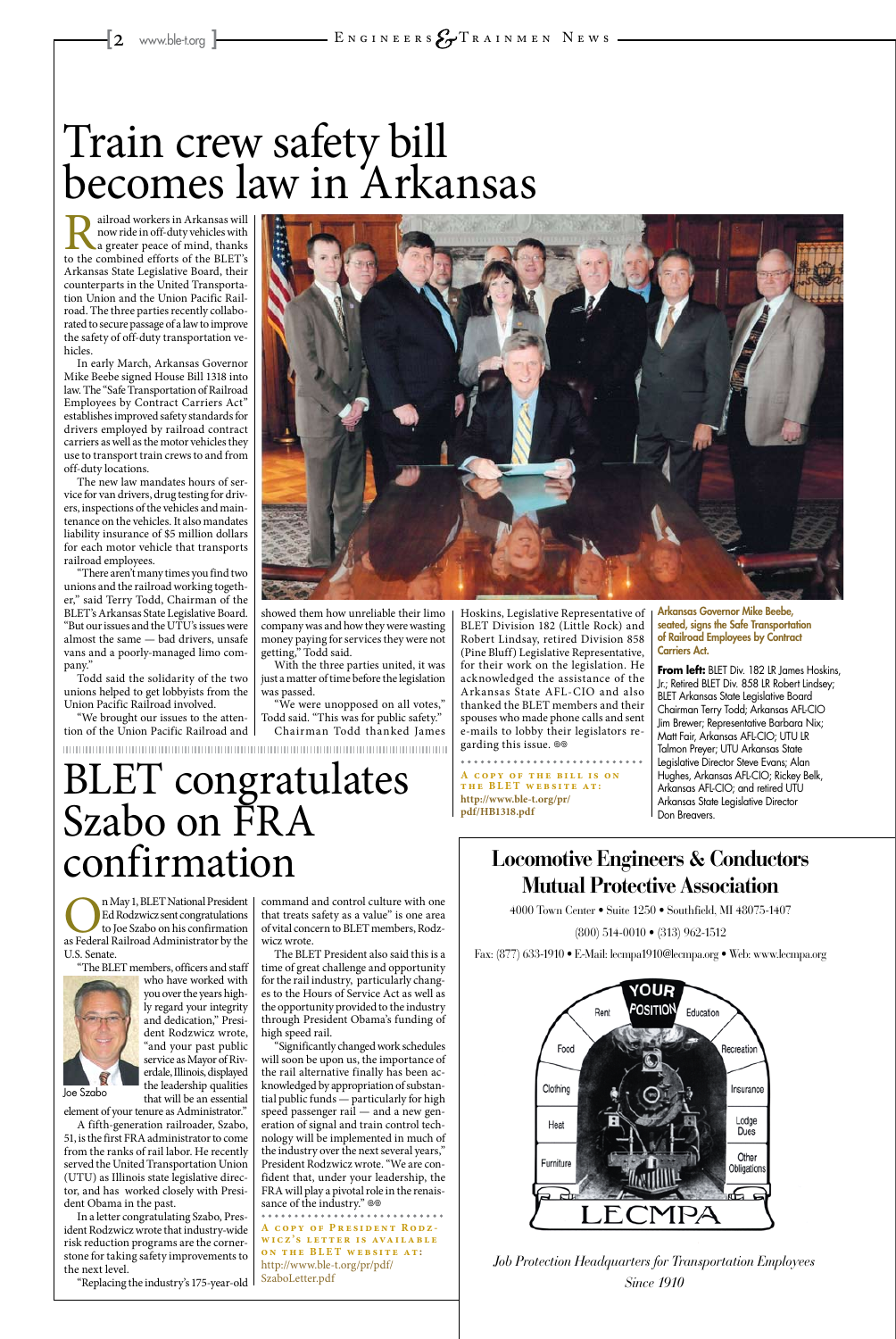# Train crew safety bill becomes law in Arkansas

Railroad workers in Arkansas will now ride in off-duty vehicles with a greater peace of mind, thanks to the combined efforts of the BLET's Arkansas State Legislative Board, their counterparts in the United Transportation Union and the Union Pacific Railroad. The three parties recently collaborated to secure passage of a law to improve the safety of off-duty transportation vehicles.

In early March, Arkansas Governor Mike Beebe signed House Bill 1318 into law. The "Safe Transportation of Railroad Employees by Contract Carriers Act" establishes improved safety standards for drivers employed by railroad contract carriers as well as the motor vehicles they use to transport train crews to and from off-duty locations.

The new law mandates hours of service for van drivers, drug testing for drivers, inspections of the vehicles and maintenance on the vehicles. It also mandates liability insurance of $5 million dollars for each motor vehicle that transports railroad employees.

"There aren't many times you find two unions and the railroad working together," said Terry Todd, Chairman of the BLET's Arkansas State Legislative Board. "But our issues and the UTU's issues were almost the same — bad drivers, unsafe vans and a poorly-managed limo company."

Todd said the solidarity of the two unions helped to get lobbyists from the Union Pacific Railroad involved.

"We brought our issues to the attention of the Union Pacific Railroad and showed them how unreliable their limo company was and how they were wasting money paying for services they were not getting," Todd said.

With the three parties united, it was just a matter of time before the legislation was passed.

"We were unopposed on all votes," Todd said. "This was for public safety."

Chairman Todd thanked James Hoskins, Legislative Representative of BLET Division 182 (Little Rock) and Robert Lindsay, retired Division 858 (Pine Bluff) Legislative Representative, for their work on the legislation. He acknowledged the assistance of the Arkansas State AFL-CIO and also thanked the BLET members and their spouses who made phone calls and sent e-mails to lobby their legislators regarding this issue.

**A copy of the bill is on the BLET website at: http://www.ble-t.org/pr/pdf/HB1318.pdf**

**Arkansas Governor Mike Beebe, seated, signs the Safe Transportation of Railroad Employees by Contract Carriers Act.**

**From left:** BLET Div. 182 LR James Hoskins, Jr.; Retired BLET Div. 858 LR Robert Lindsey; BLET Arkansas State Legislative Board Chairman Terry Todd; Arkansas AFL-CIO Jim Brewer; Representative Barbara Nix; Matt Fair, Arkansas AFL-CIO; UTU LR Talmon Preyer; UTU Arkansas State Legislative Director Steve Evans; Alan Hughes, Arkansas AFL-CIO; Rickey Belk, Arkansas AFL-CIO; and retired UTU Arkansas State Legislative Director Don Breavers.

# BLET congratulates Szabo on FRA confirmation

On May 1, BLET National President Ed Rodzwicz sent congratulations to Joe Szabo on his confirmation as Federal Railroad Administrator by the U.S. Senate.

"The BLET members, officers and staff who have worked with you over the years highly regard your integrity and dedication," President Rodzwicz wrote, "and your past public service as Mayor of Riverdale, Illinois, displayed the leadership qualities that will be an essential element of your tenure as Administrator."

Joe Szabo

A fifth-generation railroader, Szabo, 51, is the first FRA administrator to come from the ranks of rail labor. He recently served the United Transportation Union (UTU) as Illinois state legislative director, and has worked closely with President Obama in the past.

In a letter congratulating Szabo, President Rodzwicz wrote that industry-wide risk reduction programs are the cornerstone for taking safety improvements to the next level.

"Replacing the industry's 175-year-old command and control culture with one that treats safety as a value" is one area of vital concern to BLET members, Rodzwicz wrote.

The BLET President also said this is a time of great challenge and opportunity for the rail industry, particularly changes to the Hours of Service Act as well as the opportunity provided to the industry through President Obama's funding of high speed rail.

"Significantly changed work schedules will soon be upon us, the importance of the rail alternative finally has been acknowledged by appropriation of substantial public funds — particularly for high speed passenger rail — and a new generation of signal and train control technology will be implemented in much of the industry over the next several years," President Rodzwicz wrote. "We are confident that, under your leadership, the FRA will play a pivotal role in the renaissance of the industry."

**A copy of President Rodzwicz's letter is available on the BLET website at:** http://www.ble-t.org/pr/pdf/SzaboLetter.pdf

## Locomotive Engineers & Conductors Mutual Protective Association

4000 Town Center • Suite 1250 • Southfield, MI 48075-1407

(800) 514-0010 • (313) 962-1512

Fax: (877) 633-1910 • E-Mail: lecmpa1910@lecmpa.org • Web: www.lecmpa.org

YOUR POSITION — Rent, Education, Food, Recreation, Clothing, Insurance, Heat, Lodge Dues, Furniture, Other Obligations — LECMPA

*Job Protection Headquarters for Transportation Employees Since 1910*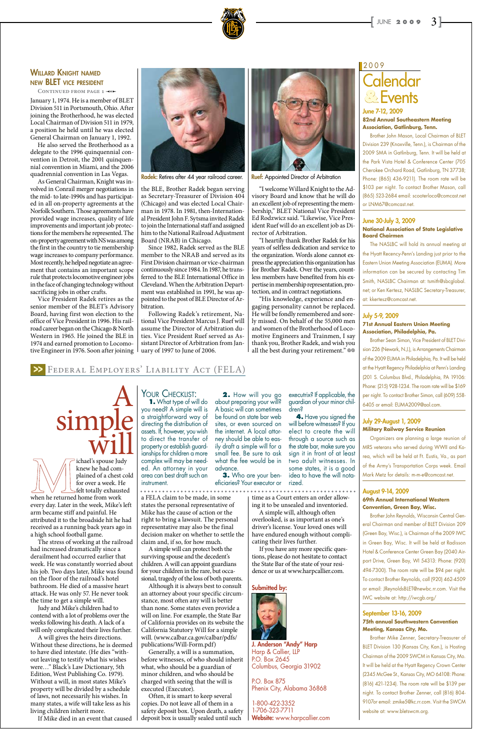## Willard Knight named new BLET vice president

Continued from page 1

January 1, 1974. He is a member of BLET Division 511 in Portsmouth, Ohio. After joining the Brotherhood, he was elected Local Chairman of Division 511 in 1979, a position he held until he was elected General Chairman on January 1, 1992.

He also served the Brotherhood as a delegate to the 1996 quinquennial convention in Detroit, the 2001 quinquennial convention in Miami, and the 2006 quadrennial convention in Las Vegas.

As General Chairman, Knight was involved in Conrail merger negotiations in the mid- to late-1990s and has participated in all on-property agreements at the Norfolk Southern. Those agreements have provided wage increases, quality of life improvements and important job protections for the members he represented. The on-property agreement with NS was among the first in the country to tie membership wage increases to company performance. Most recently, he helped negotiate an agreement that contains an important scope rule that protects locomotive engineer jobs in the face of changing technology without sacrificing jobs in other crafts.

Vice President Radek retires as the senior member of the BLET's Advisory Board, having first won election to the office of Vice President in 1996. His railroad career began on the Chicago & North Western in 1965. He joined the BLE in 1974 and earned promotion to Locomotive Engineer in 1976. Soon after joining the BLE, Brother Radek began serving as Secretary-Treasurer of Division 404 (Chicago) and was elected Local Chairman in 1978. In 1981, then-International President John F. Sytsma invited Radek to join the International staff and assigned him to the National Railroad Adjustment Board (NRAB) in Chicago.

**Radek:** Retires after 44 year railroad career.

Since 1982, Radek served as the BLE member to the NRAB and served as its First Division chairman or vice-chairman continuously since 1984. In 1987, he transferred to the BLE International Office in Cleveland. When the Arbitration Department was established in 1991, he was appointed to the post of BLE Director of Arbitration.

Following Radek's retirement, National Vice President Marcus J. Ruef will assume the Director of Arbitration duties. Vice President Ruef served as Assistant Director of Arbitration from January of 1997 to June of 2006.

**Ruef:** Appointed Director of Arbitration

"I welcome Willard Knight to the Advisory Board and know that he will do an excellent job of representing the membership," BLET National Vice President Ed Rodzwicz said. "Likewise, Vice President Ruef will do an excellent job as Director of Arbitration.

"I heartily thank Brother Radek for his years of selfless dedication and service to the organization. Words alone cannot express the appreciation this organization has for Brother Radek. Over the years, countless members have benefited from his expertise in membership representation, protection, and in contract negotiations.

"His knowledge, experience and engaging personality cannot be replaced. He will be fondly remembered and sorely missed. On behalf of the 55,000 men and women of the Brotherhood of Locomotive Engineers and Trainmen, I say thank you, Brother Radek, and wish you all the best during your retirement."

# Federal Employers' Liability Act (FELA)

## A simple will

Michael's spouse Judy knew he had complained of a chest cold for over a week. He felt totally exhausted when he returned home from work every day. Later in the week, Mike's left arm became stiff and painful. He attributed it to the broadside hit he had received as a running back years ago in a high school football game.

The stress of working at the railroad had increased dramatically since a derailment had occurred earlier that week. He was constantly worried about his job. Two days later, Mike was found on the floor of the railroad's hotel bathroom. He died of a massive heart attack. He was only 57. He never took the time to get a simple will.

Judy and Mike's children had to contend with a lot of problems over the weeks following his death. A lack of a will only complicated their lives further.

A will gives the heirs directions. Without these directions, he is deemed to have died intestate. (He dies "without leaving to testify what his wishes were…" Black's Law Dictionary, 5th Edition, West Publishing Co. 1979). Without a will, in most states Mike's property will be divided by a schedule of laws, not necessarily his wishes. In many states, a wife will take less as his living children inherit more.

If Mike died in an event that caused a FELA claim to be made, in some states the personal representative of Mike has the cause of action or the right to bring a lawsuit. The personal representative may also be the final decision maker on whether to settle the claim and, if so, for how much.

A simple will can protect both the surviving spouse and the decedent's children. A will can appoint guardians for your children in the rare, but occasional, tragedy of the loss of both parents.

Although it is always best to consult an attorney about your specific circumstance, most often any will is better than none. Some states even provide a will on line. For example, the State Bar of California provides on its website the California Statutory Will for a simple will. (www.calbar.ca.gov/calbar/pdfs/publications/Will-Form.pdf)

Generally, a will is a summation, before witnesses, of who should inherit what, who should be a guardian of minor children, and who should be charged with seeing that the will is executed (Executor).

Often, it is smart to keep several copies. Do not leave all of them in a safety deposit box. Upon death, a safety deposit box is usually sealed until such time as a Court enters an order allowing it to be unsealed and inventoried.

A simple will, although often overlooked, is as important as one's driver's license. Your loved ones will have endured enough without complicating their lives further.

If you have any more specific questions, please do not hesitate to contact the State Bar of the state of your residence or us at www.harpcallier.com.

### Your Checklist:

**1.** What type of will do you need? A simple will is a straightforward way of directing the distribution of assets. If, however, you wish to direct the transfer of property or establish guardianships for children a more complex will may be needed. An attorney in your area can best draft such an instrument.

**2.** How will you go about preparing your will? A basic will can sometimes be found on state bar web sites, or even sourced on the internet. A local attorney should be able to easily draft a simple will for a small fee. Be sure to ask what the fee would be in advance.

**3.** Who are your beneficiaries? Your executor or executrix? If applicable, the guardian of your minor children?

**4.** Have you signed the will before witnesses? If you elect to create the will through a source such as the state bar, make sure you sign it in front of at least two adult witnesses. In some states, it is a good idea to have the will notarized.

**Submitted by:**

**J. Anderson "Andy" Harp**
Harp & Callier, LLP
P.O. Box 2645
Columbus, Georgia 31902

P.O. Box 875
Phenix City, Alabama 36868

1-800-422-3352
1-706-323-7711
**Website:** www.harpcallier.com

## 2009 Calendar & Events

**June 7-12, 2009**
**82nd Annual Southeastern Meeting Association, Gatlinburg, Tenn.**

Brother John Mason, Local Chairman of BLET Division 239 (Knoxville, Tenn.), is Chairman of the 2009 SMA in Gatlinburg, Tenn. It will be held at the Park Vista Hotel & Conference Center (705 Cherokee Orchard Road, Gatlinburg, TN 37738; Phone: (865) 436-9211). The room rate will be $103 per night. To contact Brother Mason, call (865) 523-2684 email: scooterloco@comcast.net or LNM67@comcast.net.

**June 30-July 3, 2009**
**National Association of State Legislative Board Chairmen**

The NASLBC will hold its annual meeting at the Hyatt Recency-Penn's Landing just prior to the Eastern Union Meeting Association (EUMA). More information can be secured by contacting Tim Smith, NASLBC Chairman at: tsmith@sbcglobal.net; or Ken Kertesz, NASLBC Secretary-Treasurer, at: kkertesz@comcast.net.

**July 5-9, 2009**
**71st Annual Eastern Union Meeting Association, Philadelphia, Pa.**

Brother Sean Simon, Vice President of BLET Division 226 (Newark, N.J.), is Arrangements Chairman of the 2009 EUMA in Philadelphia, Pa. It will be held at the Hyatt Regency Philadelphia at Penn's Landing (201 S. Columbus Blvd., Philadelphia, PA 19106: Phone: (215) 928-1234. The room rate will be $169 per night. To contact Brother Simon, call (609) 558-6405 or email: EUMA2009@aol.com.

**July 29-August 1, 2009**
**Military Railway Service Reunion**

Organizers are planning a large reunion of MRS veterans who served during WWII and Korea, which will be held at Ft. Eustis, Va., as part of the Army's Transportation Corps week. Email Mark Metz for details: m-m-e@comcast.net.

**August 9-14, 2009**
**69th Annual International Western Convention, Green Bay, Wisc.**

Brother John Reynolds, Wisconsin Central General Chairman and member of BLET Division 209 (Green Bay, Wisc.), is Chairman of the 2009 IWC in Green Bay, Wisc. It will be held at Radisson Hotel & Conference Center Green Bay (2040 Airport Drive, Green Bay, WI 54313: Phone: (920) 494-7300). The room rate will be $94 per night. To contact Brother Reynolds, call (920) 462-4509 or email: JReynoldsBLET@newbc.rr.com. Visit the IWC website at: http://iwcgb.org/

**September 13-16, 2009**
**75th annual Southwestern Convention Meeting, Kansas City, Mo.**

Brother Mike Zenner, Secretary-Treasurer of BLET Division 130 (Kansas City, Kan.), is Chairman of the 2009 SWCM in Kansas City, Mo. It will be held at the Hyatt Regency Crown Center (2345 McGee St., Kansas City, MO 64108: Phone: (816) 421-1234). The room rate will be $139 per night. To contact Brother Zenner, call (816) 804-9107or email: zmike5@kc.rr.com. Visit the SWCM website at: www.bletswcm.org.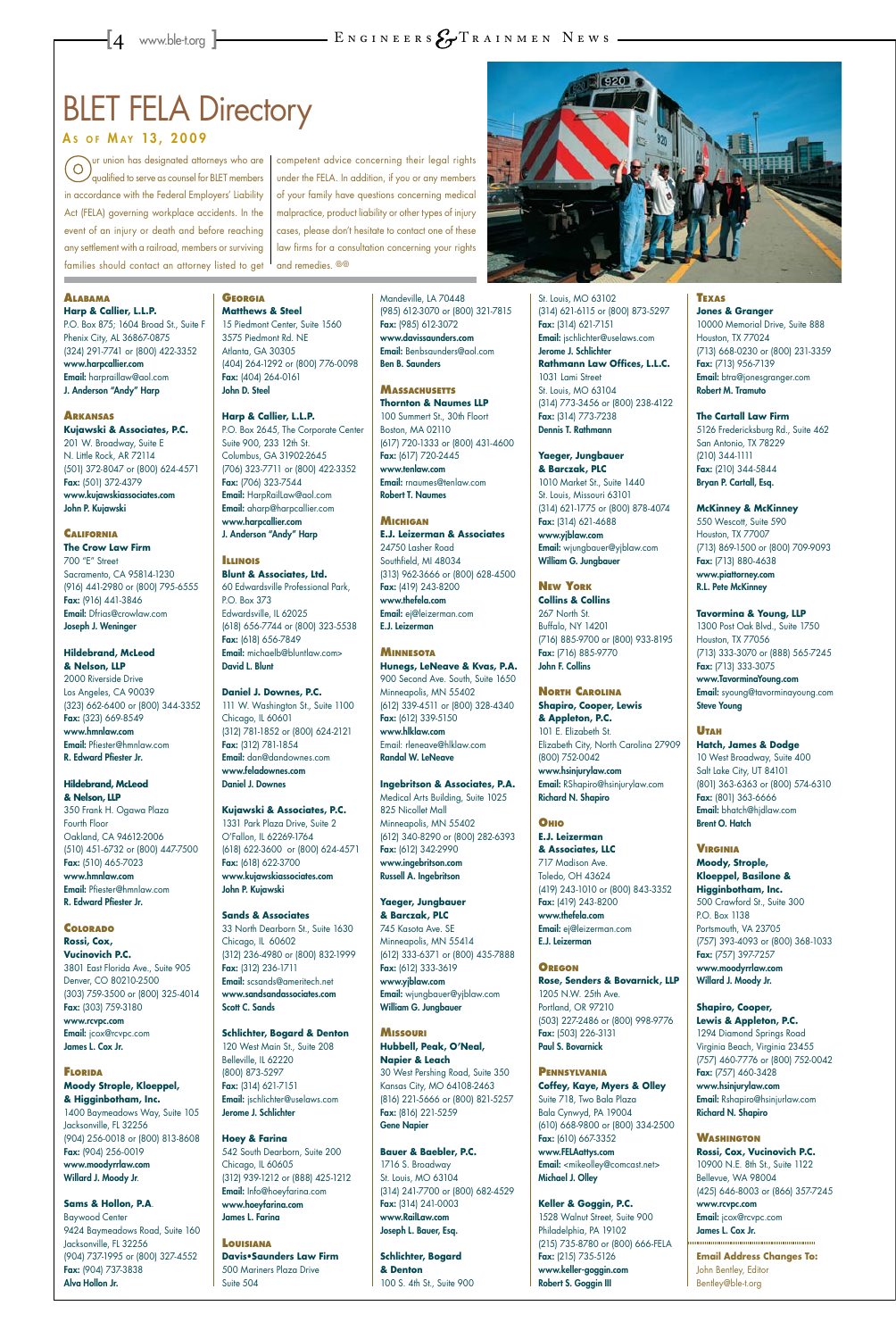# BLET FELA Directory

**As of May 13, 2009**

Our union has designated attorneys who are qualified to serve as counsel for BLET members in accordance with the Federal Employers' Liability Act (FELA) governing workplace accidents. In the event of an injury or death and before reaching any settlement with a railroad, members or surviving families should contact an attorney listed to get competent advice concerning their legal rights under the FELA. In addition, if you or any members of your family have questions concerning medical malpractice, product liability or other types of injury cases, please don't hesitate to contact one of these law firms for a consultation concerning your rights and remedies.

### Alabama

**Harp & Callier, L.L.P.**
P.O. Box 875; 1604 Broad St., Suite F
Phenix City, AL 36867-0875
(324) 291-7741 or (800) 422-3352
**www.harpcallier.com**
**Email:** harprailaw@aol.com
**J. Anderson "Andy" Harp**

### Arkansas

**Kujawski & Associates, P.C.**
201 W. Broadway, Suite E
N. Little Rock, AR 72114
(501) 372-8047 or (800) 624-4571
**Fax:** (501) 372-4379
**www.kujawskiassociates.com**
**John P. Kujawski**

### California

**The Crow Law Firm**
700 "E" Street
Sacramento, CA 95814-1230
(916) 441-2980 or (800) 795-6555
**Fax:** (916) 441-3846
**Email:** Dfrias@crowlaw.com
**Joseph J. Weninger**

**Hildebrand, McLeod & Nelson, LLP**
2000 Riverside Drive
Los Angeles, CA 90039
(323) 662-6400 or (800) 344-3352
**Fax:** (323) 669-8549
**www.hmnlaw.com**
**Email:** Pfiester@hmnlaw.com
**R. Edward Pfiester Jr.**

**Hildebrand, McLeod & Nelson, LLP**
350 Frank H. Ogawa Plaza
Fourth Floor
Oakland, CA 94612-2006
(510) 451-6732 or (800) 447-7500
**Fax:** (510) 465-7023
**www.hmnlaw.com**
**Email:** Pfiester@hmnlaw.com
**R. Edward Pfiester Jr.**

### Colorado

**Rossi, Cox, Vucinovich P.C.**
3801 East Florida Ave., Suite 905
Denver, CO 80210-2500
(303) 759-3500 or (800) 325-4014
**Fax:** (303) 759-3180
**www.rcvpc.com**
**Email:** jcox@rcvpc.com
**James L. Cox Jr.**

### Florida

**Moody Strople, Kloeppel, & Higginbotham, Inc.**
1400 Baymeadows Way, Suite 105
Jacksonville, FL 32256
(904) 256-0018 or (800) 813-8608
**Fax:** (904) 256-0019
**www.moodyrrlaw.com**
**Willard J. Moody Jr.**

**Sams & Hollon, P.A.**
Baywood Center
9424 Baymeadows Road, Suite 160
Jacksonville, FL 32256
(904) 737-1995 or (800) 327-4552
**Fax:** (904) 737-3838
**Alva Hollon Jr.**

### Georgia

**Matthews & Steel**
15 Piedmont Center, Suite 1560
3575 Piedmont Rd. NE
Atlanta, GA 30305
(404) 264-1292 or (800) 776-0098
**Fax:** (404) 264-0161
**John D. Steel**

**Harp & Callier, L.L.P.**
P.O. Box 2645, The Corporate Center
Suite 900, 233 12th St.
Columbus, GA 31902-2645
(706) 323-7711 or (800) 422-3352
**Fax:** (706) 323-7544
**Email:** HarpRailLaw@aol.com
**Email:** aharp@harpcallier.com
**www.harpcallier.com**
**J. Anderson "Andy" Harp**

### Illinois

**Blunt & Associates, Ltd.**
60 Edwardsville Professional Park,
P.O. Box 373
Edwardsville, IL 62025
(618) 656-7744 or (800) 323-5538
**Fax:** (618) 656-7849
**Email:** michaelb@bluntlaw.com>
**David L. Blunt**

**Daniel J. Downes, P.C.**
111 W. Washington St., Suite 1100
Chicago, IL 60601
(312) 781-1852 or (800) 624-2121
**Fax:** (312) 781-1854
**Email:** dan@dandownes.com
**www.feladownes.com**
**Daniel J. Downes**

**Kujawski & Associates, P.C.**
1331 Park Plaza Drive, Suite 2
O'Fallon, IL 62269-1764
(618) 622-3600 or (800) 624-4571
**Fax:** (618) 622-3700
**www.kujawskiassociates.com**
**John P. Kujawski**

**Sands & Associates**
33 North Dearborn St., Suite 1630
Chicago, IL 60602
(312) 236-4980 or (800) 832-1999
**Fax:** (312) 236-1711
**Email:** scsands@ameritech.net
**www.sandsandassociates.com**
**Scott C. Sands**

**Schlichter, Bogard & Denton**
120 West Main St., Suite 208
Belleville, IL 62220
(800) 873-5297
**Fax:** (314) 621-7151
**Email:** jschlichter@uselaws.com
**Jerome J. Schlichter**

**Hoey & Farina**
542 South Dearborn, Suite 200
Chicago, IL 60605
(312) 939-1212 or (888) 425-1212
**Email:** Info@hoeyfarina.com
**www.hoeyfarina.com**
**James L. Farina**

### Louisiana

**Davis•Saunders Law Firm**
500 Mariners Plaza Drive
Suite 504
Mandeville, LA 70448
(985) 612-3070 or (800) 321-7815
**Fax:** (985) 612-3072
**www.davissaunders.com**
**Email:** Benbsaunders@aol.com
**Ben B. Saunders**

### Massachusetts

**Thornton & Naumes LLP**
100 Summert St., 30th Floort
Boston, MA 02110
(617) 720-1333 or (800) 431-4600
**Fax:** (617) 720-2445
**www.tenlaw.com**
**Email:** rnaumes@tenlaw.com
**Robert T. Naumes**

### Michigan

**E.J. Leizerman & Associates**
24750 Lasher Road
Southfield, MI 48034
(313) 962-3666 or (800) 628-4500
**Fax:** (419) 243-8200
**www.thefela.com**
**Email:** ej@leizerman.com
**E.J. Leizerman**

### Minnesota

**Hunegs, LeNeave & Kvas, P.A.**
900 Second Ave. South, Suite 1650
Minneapolis, MN 55402
(612) 339-4511 or (800) 328-4340
**Fax:** (612) 339-5150
**www.hlklaw.com**
Email: rleneave@hlklaw.com
**Randal W. LeNeave**

**Ingebritson & Associates, P.A.**
Medical Arts Building, Suite 1025
825 Nicollet Mall
Minneapolis, MN 55402
(612) 340-8290 or (800) 282-6393
**Fax:** (612) 342-2990
**www.ingebritson.com**
**Russell A. Ingebritson**

**Yaeger, Jungbauer & Barczak, PLC**
745 Kasota Ave. SE
Minneapolis, MN 55414
(612) 333-6371 or (800) 435-7888
**Fax:** (612) 333-3619
**www.yjblaw.com**
**Email:** wjungbauer@yjblaw.com
**William G. Jungbauer**

### Missouri

**Hubbell, Peak, O'Neal, Napier & Leach**
30 West Pershing Road, Suite 350
Kansas City, MO 64108-2463
(816) 221-5666 or (800) 821-5257
**Fax:** (816) 221-5259
**Gene Napier**

**Bauer & Baebler, P.C.**
1716 S. Broadway
St. Louis, MO 63104
(314) 241-7700 or (800) 682-4529
**Fax:** (314) 241-0003
**www.RailLaw.com**
**Joseph L. Bauer, Esq.**

**Schlichter, Bogard & Denton**
100 S. 4th St., Suite 900
St. Louis, MO 63102
(314) 621-6115 or (800) 873-5297
**Fax:** (314) 621-7151
**Email:** jschlichter@uselaws.com
**Jerome J. Schlichter**

**Rathmann Law Offices, L.L.C.**
1031 Lami Street
St. Louis, MO 63104
(314) 773-3456 or (800) 238-4122
**Fax:** (314) 773-7238
**Dennis T. Rathmann**

**Yaeger, Jungbauer & Barczak, PLC**
1010 Market St., Suite 1440
St. Louis, Missouri 63101
(314) 621-1775 or (800) 878-4074
**Fax:** (314) 621-4688
**www.yjblaw.com**
**Email:** wjungbauer@yjblaw.com
**William G. Jungbauer**

### New York

**Collins & Collins**
267 North St.
Buffalo, NY 14201
(716) 885-9700 or (800) 933-8195
**Fax:** (716) 885-9770
**John F. Collins**

### North Carolina

**Shapiro, Cooper, Lewis & Appleton, P.C.**
101 E. Elizabeth St.
Elizabeth City, North Carolina 27909
(800) 752-0042
**www.hsinjurylaw.com**
**Email:** RShapiro@hsinjurylaw.com
**Richard N. Shapiro**

### Ohio

**E.J. Leizerman & Associates, LLC**
717 Madison Ave.
Toledo, OH 43624
(419) 243-1010 or (800) 843-3352
**Fax:** (419) 243-8200
**www.thefela.com**
**Email:** ej@leizerman.com
**E.J. Leizerman**

### Oregon

**Rose, Senders & Bovarnick, LLP**
1205 N.W. 25th Ave.
Portland, OR 97210
(503) 227-2486 or (800) 998-9776
**Fax:** (503) 226-3131
**Paul S. Bovarnick**

### Pennsylvania

**Coffey, Kaye, Myers & Olley**
Suite 718, Two Bala Plaza
Bala Cynwyd, PA 19004
(610) 668-9800 or (800) 334-2500
**Fax:** (610) 667-3352
**www.FELAattys.com**
**Email:** <mikeolley@comcast.net>
**Michael J. Olley**

**Keller & Goggin, P.C.**
1528 Walnut Street, Suite 900
Philadelphia, PA 19102
(215) 735-8780 or (800) 666-FELA
**Fax:** (215) 735-5126
**www.keller-goggin.com**
**Robert S. Goggin III**

### Texas

**Jones & Granger**
10000 Memorial Drive, Suite 888
Houston, TX 77024
(713) 668-0230 or (800) 231-3359
**Fax:** (713) 956-7139
**Email:** btra@jonesgranger.com
**Robert M. Tramuto**

**The Cartall Law Firm**
5126 Fredericksburg Rd., Suite 462
San Antonio, TX 78229
(210) 344-1111
**Fax:** (210) 344-5844
**Bryan P. Cartall, Esq.**

**McKinney & McKinney**
550 Wescott, Suite 590
Houston, TX 77007
(713) 869-1500 or (800) 709-9093
**Fax:** (713) 880-4638
**www.piattorney.com**
**R.L. Pete McKinney**

**Tavormina & Young, LLP**
1300 Post Oak Blvd., Suite 1750
Houston, TX 77056
(713) 333-3070 or (888) 565-7245
**Fax:** (713) 333-3075
**www.TavorminaYoung.com**
**Email:** syoung@tavorminayoung.com
**Steve Young**

### Utah

**Hatch, James & Dodge**
10 West Broadway, Suite 400
Salt Lake City, UT 84101
(801) 363-6363 or (800) 574-6310
**Fax:** (801) 363-6666
**Email:** bhatch@hjdlaw.com
**Brent O. Hatch**

### Virginia

**Moody, Strople, Kloeppel, Basilone & Higginbotham, Inc.**
500 Crawford St., Suite 300
P.O. Box 1138
Portsmouth, VA 23705
(757) 393-4093 or (800) 368-1033
**Fax:** (757) 397-7257
**www.moodyrrlaw.com**
**Willard J. Moody Jr.**

**Shapiro, Cooper, Lewis & Appleton, P.C.**
1294 Diamond Springs Road
Virginia Beach, Virginia 23455
(757) 460-7776 or (800) 752-0042
**Fax:** (757) 460-3428
**www.hsinjurylaw.com**
**Email:** Rshapiro@hsinjurlaw.com
**Richard N. Shapiro**

### Washington

**Rossi, Cox, Vucinovich P.C.**
10900 N.E. 8th St., Suite 1122
Bellevue, WA 98004
(425) 646-8003 or (866) 357-7245
**www.rcvpc.com**
**Email:** jcox@rcvpc.com
**James L. Cox Jr.**

**Email Address Changes To:**
John Bentley, Editor
Bentley@ble-t.org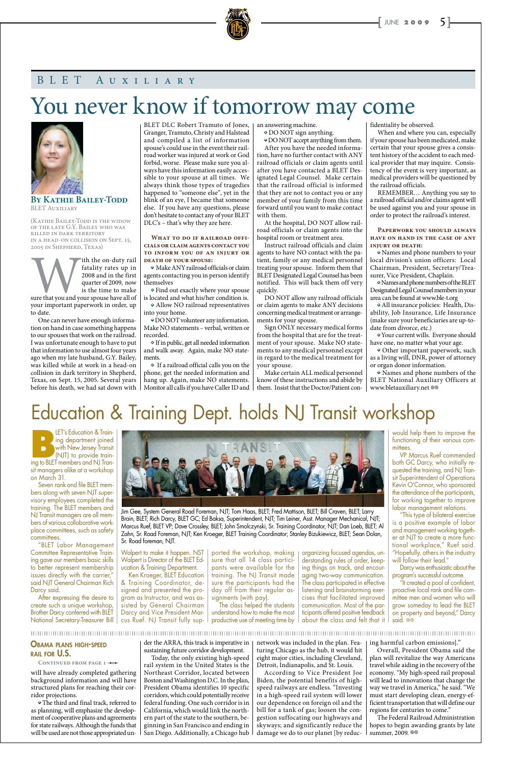## BLET Auxiliary

# You never know if tomorrow may come

**By Kathie Bailey-Todd**
BLET Auxiliary

(Kathie Bailey-Todd is the widow of the late G.Y. Bailey who was killed in dark territory in a head-on collision on Sept. 15, 2005 in Shepherd, Texas)

With the on-duty rail fatality rates up in 2008 and in the first quarter of 2009, now is the time to make sure that you and your spouse have all of your important paperwork in order, up to date.

One can never have enough information on hand in case something happens to our spouses that work on the railroad. I was unfortunate enough to have to put that information to use almost four years ago when my late husband, G.Y. Bailey, was killed while at work in a head-on collision in dark territory in Shepherd, Texas, on Sept. 15, 2005. Several years before his death, we had sat down with BLET DLC Robert Tramuto of Jones, Granger, Tramuto, Christy and Halstead and compiled a list of information spouse's could use in the event their railroad worker was injured at work or God forbid, worse. Please make sure you always have this information easily accessible to your spouse at all times. We always think those types of tragedies happened to "someone else", yet in the blink of an eye, I became that someone else. If you have any questions, please don't hesitate to contact any of your BLET DLC's – that's why they are here.

**What to do if railroad officials or claim agents contact you to inform you of an injury or death of your spouse:**

- Make ANY railroad officials or claim agents contacting you in person identify themselves
- Find out exactly where your spouse is located and what his/her condition is.
- Allow NO railroad representatives into your home.
- DO NOT volunteer any information. Make NO statements – verbal, written or recorded.
- If in public, get all needed information and walk away. Again, make NO statements.
- If a railroad official calls you on the phone, get the needed information and hang up. Again, make NO statements. Monitor all calls if you have Caller ID and an answering machine.
- DO NOT sign anything.
- DO NOT accept anything from them.

After you have the needed information, have no further contact with ANY railroad officials or claim agents until after you have contacted a BLET Designated Legal Counsel. Make certain that the railroad official is informed that they are not to contact you or any member of your family from this time forward until you want to make contact with them.

At the hospital, DO NOT allow railroad officials or claim agents into the hospital room or treatment area.

Instruct railroad officials and claim agents to have NO contact with the patient, family or any medical personnel treating your spouse. Inform them that BLET Designated Legal Counsel has been notified. This will back them off very quickly.

DO NOT allow any railroad officials or claim agents to make ANY decisions concerning medical treatment or arrangements for your spouse.

Sign ONLY necessary medical forms from the hospital that are for the treatment of your spouse. Make NO statements to any medical personnel except in regard to the medical treatment for your spouse.

Make certain ALL medical personnel know of these instructions and abide by them. Insist that the Doctor/Patient confidentiality be observed.

When and where you can, especially if your spouse has been medicated, make certain that your spouse gives a consistent history of the accident to each medical provider that may inquire. Consistency of the event is very important, as medical providers will be questioned by the railroad officials.

REMEMBER… Anything you say to a railroad official and/or claims agent will be used against you and your spouse in order to protect the railroad's interest.

**Paperwork you should always have on hand in the case of any injury or death:**

- Names and phone numbers to your local division's union officers: Local Chairman, President, Secretary/Treasurer, Vice President, Chaplain.
- Names and phone numbers of the BLET Designated Legal Counsel members in your area can be found at www.ble-t.org
- All insurance policies: Health, Disability, Job Insurance, Life Insurance (make sure your beneficiaries are up-to-date from divorce, etc.)
- Your current wills. Everyone should have one, no matter what your age.
- Other important paperwork, such as a living will, DNR, power of attorney or organ donor information.
- Names and phone numbers of the BLET National Auxiliary Officers at www.bletauxiliary.net

# Education & Training Dept. holds NJ Transit workshop

BLET's Education & Training department joined with New Jersey Transit (NJT) to provide training to BLET members and NJ Transit managers alike at a workshop on March 31.

Seven rank and file BLET members along with seven NJT supervisory employees completed the training. The BLET members and NJ Transit managers are all members of various collaborative workplace committees, such as safety committees.

"BLET Labor Management Committee Representative Training gave our members basic skills to better represent membership issues directly with the carrier," said NJT General Chairman Rich Darcy said.

After expressing the desire to create such a unique workshop, Brother Darcy conferred with BLET National Secretary-Treasurer Bill Walpert to make it happen. NST Walpert is Director of the BLET Education & Training Department.

Ken Kroeger, BLET Education & Training Coordinator, designed and presented the program as Instructor, and was assisted by General Chairman Darcy and Vice President Marcus Ruef. NJ Transit fully supported the workshop, making sure that all 14 class participants were available for the training. The NJ Transit made sure the participants had the day off from their regular assignments (with pay).

Jim Gee, System General Road Foreman, NJT; Tom Haas, BLET; Fred Mattison, BLET; Bill Craven, BLET; Larry Brain, BLET; Rich Darcy, BLET GC; Ed Baksa, Superintendent, NJT; Tim Leiner, Asst. Manager Mechanical, NJT; Marcus Ruef, BLET VP; Dave Crossley, BLET; John Smolczynski, Sr. Training Coordinator, NJT; Dan Loeb, BLET; Al Zahn, Sr. Road Foreman, NJT; Ken Kroeger, BLET Training Coordinator; Stanley Bizukiewicz, BLET; Sean Dolan, Sr. Road foreman, NJT.

The class helped the students understand how to make the most productive use of meeting time by organizing focused agendas, understanding rules of order, keeping things on track, and encouraging two-way communication. The class participated in effective listening and brainstorming exercises that facilitated improved communication. Most of the participants offered positive feedback about the class and felt that it would help them to improve the functioning of their various committees.

VP Marcus Ruef commended both GC Darcy, who initially requested the training, and NJ Transit Superintendent of Operations Kevin O'Connor, who sponsored the attendance of the participants, for working together to improve labor management relations.

"This type of bilateral exercise is a positive example of labor and management working together at NJT to create a more functional workplace," Ruef said. "Hopefully, others in the industry will follow their lead."

Darcy was enthusiastic about the program's successful outcome.

"It created a pool of confident, proactive local rank and file committee men and women who will grow someday to lead the BLET on property and beyond," Darcy said.

## Obama plans high-speed rail for U.S.

Continued from page 1

will have already completed gathering background information and will have structured plans for reaching their corridor projections.

- The third and final track, referred to as planning, will emphasize the development of cooperative plans and agreements for state railways. Although the funds that will be used are not those appropriated under the ARRA, this track is imperative in sustaining future corridor development.

Today, the only existing high-speed rail system in the United States is the Northeast Corridor, located between Boston and Washington D.C. In the plan, President Obama identifies 10 specific corridors, which could potentially receive federal funding. One such corridor is in California, which would link the northern part of the state to the southern, beginning in San Francisco and ending in San Diego. Additionally, a Chicago hub network was included in the plan. Featuring Chicago as the hub, it would hit eight major cities, including Cleveland, Detroit, Indianapolis, and St. Louis.

According to Vice President Joe Biden, the potential benefits of high-speed railways are endless. "Investing in a high-speed rail system will lower our dependence on foreign oil and the bill for a tank of gas; loosen the congestion suffocating our highways and skyways; and significantly reduce the damage we do to our planet [by reducing harmful carbon emissions]."

Overall, President Obama said the plan will revitalize the way Americans travel while aiding in the recovery of the economy. "My high-speed rail proposal will lead to innovations that change the way we travel in America," he said. "We must start developing clean, energy-efficient transportation that will define our regions for centuries to come."

The Federal Railroad Administration hopes to begin awarding grants by late summer, 2009.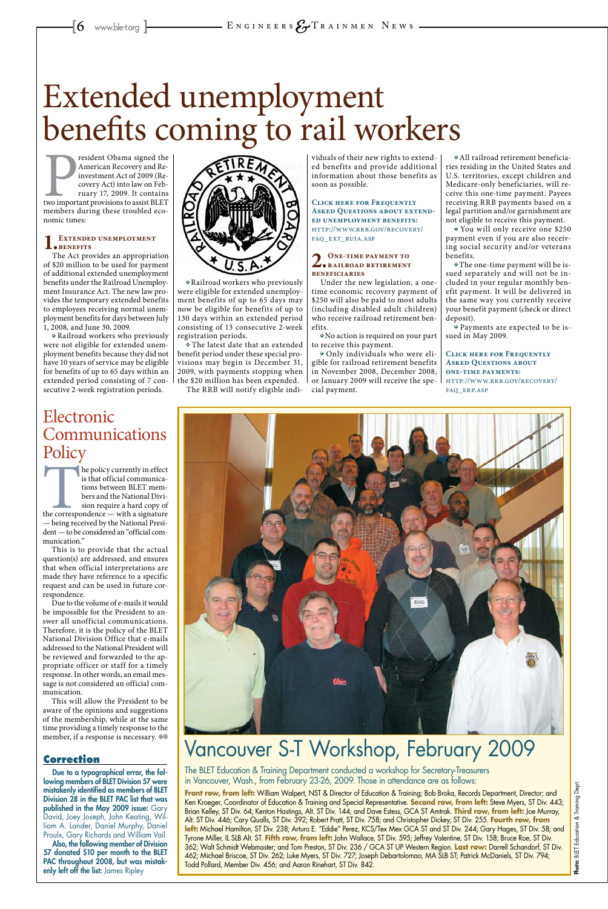# Extended unemployment benefits coming to rail workers

President Obama signed the American Recovery and Reinvestment Act of 2009 (Recovery Act) into law on February 17, 2009. It contains two important provisions to assist BLET members during these troubled economic times:

## 1. Extended unemployment benefits

The Act provides an appropriation of $20 million to be used for payment of additional extended unemployment benefits under the Railroad Unemployment Insurance Act. The new law provides the temporary extended benefits to employees receiving normal unemployment benefits for days between July 1, 2008, and June 30, 2009.

- Railroad workers who previously were not eligible for extended unemployment benefits because they did not have 10 years of service may be eligible for benefits of up to 65 days within an extended period consisting of 7 consecutive 2-week registration periods.
- Railroad workers who previously were eligible for extended unemployment benefits of up to 65 days may now be eligible for benefits of up to 130 days within an extended period consisting of 13 consecutive 2-week registration periods.
- The latest date that an extended benefit period under these special provisions may begin is December 31, 2009, with payments stopping when the $20 million has been expended.

The RRB will notify eligible individuals of their new rights to extended benefits and provide additional information about those benefits as soon as possible.

**Click here for Frequently Asked Questions about extended unemployment benefits:** http://www.rrb.gov/recovery/faq_ext_ruia.asp

## 2. One-time payment to railroad retirement beneficiaries

Under the new legislation, a one-time economic recovery payment of $250 will also be paid to most adults (including disabled adult children) who receive railroad retirement benefits.

- No action is required on your part to receive this payment.
- Only individuals who were eligible for railroad retirement benefits in November 2008, December 2008, or January 2009 will receive the special payment.
- All railroad retirement beneficiaries residing in the United States and U.S. territories, except children and Medicare-only beneficiaries, will receive this one-time payment. Payees receiving RRB payments based on a legal partition and/or garnishment are not eligible to receive this payment.
- You will only receive one $250 payment even if you are also receiving social security and/or veterans benefits.
- The one-time payment will be issued separately and will not be included in your regular monthly benefit payment. It will be delivered in the same way you currently receive your benefit payment (check or direct deposit).
- Payments are expected to be issued in May 2009.

**Click here for Frequently Asked Questions about one-time payments:** http://www.rrb.gov/recovery/faq_erp.asp

# Electronic Communications Policy

The policy currently in effect is that official communications between BLET members and the National Division require a hard copy of the correspondence — with a signature — being received by the National President — to be considered an "official communication."

This is to provide that the actual question(s) are addressed, and ensures that when official interpretations are made they have reference to a specific request and can be used in future correspondence.

Due to the volume of e-mails it would be impossible for the President to answer all unofficial communications. Therefore, it is the policy of the BLET National Division Office that e-mails addressed to the National President will be reviewed and forwarded to the appropriate officer or staff for a timely response. In other words, an email message is not considered an official communication.

This will allow the President to be aware of the opinions and suggestions of the membership, while at the same time providing a timely response to the member, if a response is necessary.

## Correction

**Due to a typographical error, the following members of BLET Division 57 were mistakenly identified as members of BLET Division 28 in the BLET PAC list that was published in the May 2009 issue:** Gary David, Joey Joseph, John Keating, William A. Lander, Daniel Murphy, Daniel Proulx, Gary Richards and William Vail

**Also, the following member of Division 57 donated $10 per month to the BLET PAC throughout 2008, but was mistakenly left off the list:** James Ripley

# Vancouver S-T Workshop, February 2009

The BLET Education & Training Department conducted a workshop for Secretary-Treasurers in Vancouver, Wash., from February 23-26, 2009. Those in attendance are as follows:

**Front row, from left:** William Walpert, NST & Director of Education & Training; Bob Broka, Records Department, Director; and Ken Kroeger, Coordinator of Education & Training and Special Representative. **Second row, from left:** Steve Myers, ST Div. 443; Brian Kelley, ST Div. 64; Kenton Hastings, Alt. ST Div. 144; and Dave Estess, GCA ST Amtrak. **Third row, from left:** Joe Murray, Alt. ST Div. 446; Cary Qualls, ST Div. 392; Robert Pratt, ST Div. 758; and Christopher Dickey, ST Div. 255. **Fourth row, from left:** Michael Hamilton, ST Div. 238; Arturo E. "Eddie" Perez, KCS/Tex Mex GCA ST and ST Div. 244; Gary Hages, ST Div. 58; and Tyrone Miller, IL SLB Alt. ST. **Fifth row, from left:** John Wallace, ST Div. 595; Jeffrey Valentine, ST Div. 158; Bruce Roe, ST Div. 362; Walt Schmidt Webmaster; and Tom Preston, ST Div. 236 / GCA ST UP Western Region. **Last row:** Darrell Schandorf, ST Div. 462; Michael Briscoe, ST Div. 262; Luke Myers, ST Div. 727; Joseph Debartolomao, MA SLB ST; Patrick McDaniels, ST Div. 794; Todd Pollard, Member Div. 456; and Aaron Rinehart, ST Div. 842.

**Photo:** BLET Education & Training Dept.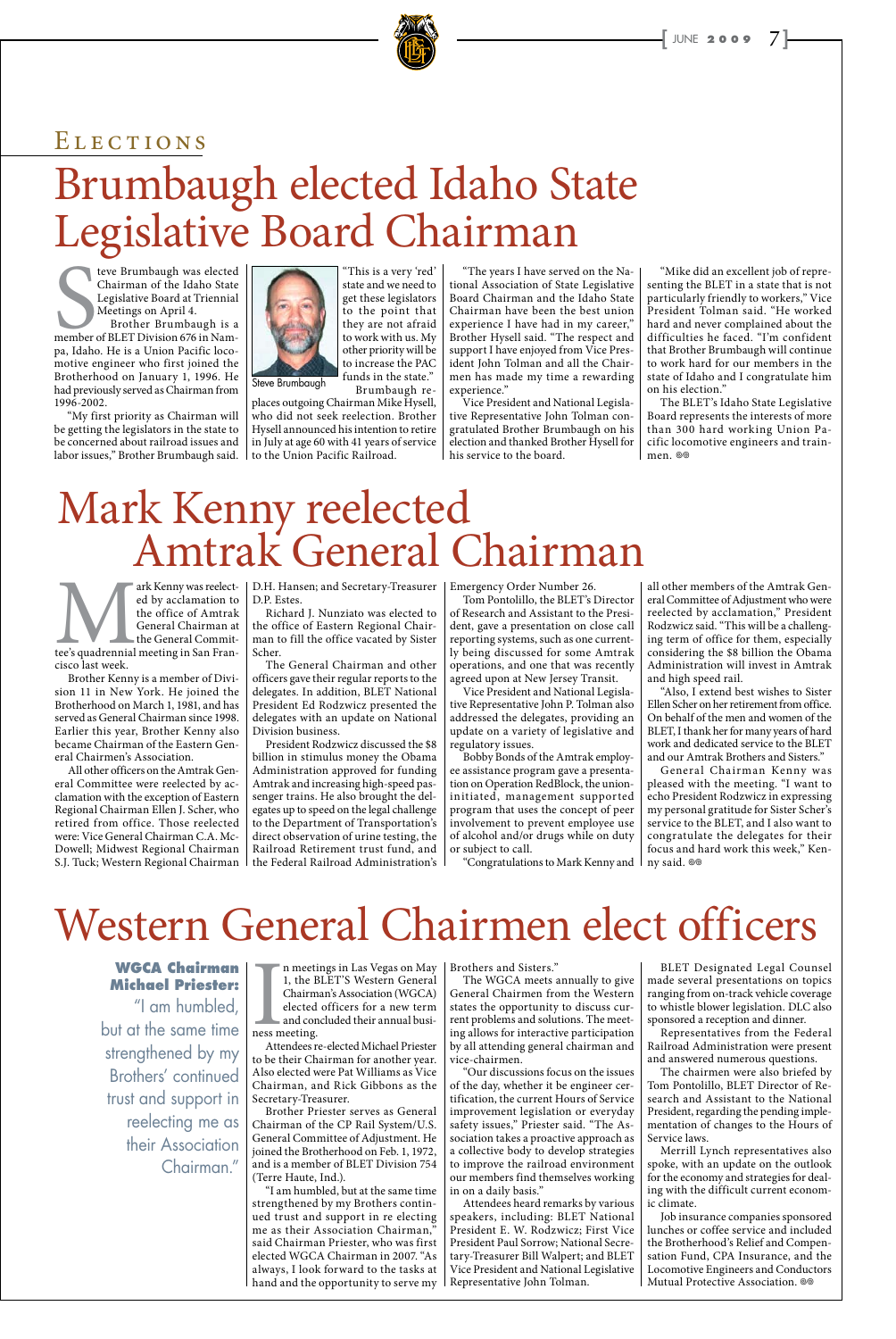# Elections

## Brumbaugh elected Idaho State Legislative Board Chairman

Steve Brumbaugh was elected Chairman of the Idaho State Legislative Board at Triennial Meetings on April 4.

Brother Brumbaugh is a member of BLET Division 676 in Nampa, Idaho. He is a Union Pacific locomotive engineer who first joined the Brotherhood on January 1, 1996. He had previously served as Chairman from 1996-2002.

"My first priority as Chairman will be getting the legislators in the state to be concerned about railroad issues and labor issues," Brother Brumbaugh said.

Steve Brumbaugh

"This is a very 'red' state and we need to get these legislators to the point that they are not afraid to work with us. My other priority will be to increase the PAC funds in the state."

Brumbaugh replaces outgoing Chairman Mike Hysell, who did not seek reelection. Brother Hysell announced his intention to retire in July at age 60 with 41 years of service to the Union Pacific Railroad.

"The years I have served on the National Association of State Legislative Board Chairman and the Idaho State Chairman have been the best union experience I have had in my career," Brother Hysell said. "The respect and support I have enjoyed from Vice President John Tolman and all the Chairmen has made my time a rewarding experience."

Vice President and National Legislative Representative John Tolman congratulated Brother Brumbaugh on his election and thanked Brother Hysell for his service to the board.

"Mike did an excellent job of representing the BLET in a state that is not particularly friendly to workers," Vice President Tolman said. "He worked hard and never complained about the difficulties he faced. I'm confident that Brother Brumbaugh will continue to work hard for our members in the state of Idaho and I congratulate him on his election."

The BLET's Idaho State Legislative Board represents the interests of more than 300 hard working Union Pacific locomotive engineers and trainmen.

## Mark Kenny reelected Amtrak General Chairman

Mark Kenny was reelected by acclamation to the office of Amtrak General Chairman at the General Committee's quadrennial meeting in San Francisco last week.

Brother Kenny is a member of Division 11 in New York. He joined the Brotherhood on March 1, 1981, and has served as General Chairman since 1998. Earlier this year, Brother Kenny also became Chairman of the Eastern General Chairmen's Association.

All other officers on the Amtrak General Committee were reelected by acclamation with the exception of Eastern Regional Chairman Ellen J. Scher, who retired from office. Those reelected were: Vice General Chairman C.A. McDowell; Midwest Regional Chairman S.J. Tuck; Western Regional Chairman D.H. Hansen; and Secretary-Treasurer D.P. Estes.

Richard J. Nunziato was elected to the office of Eastern Regional Chairman to fill the office vacated by Sister Scher.

The General Chairman and other officers gave their regular reports to the delegates. In addition, BLET National President Ed Rodzwicz presented the delegates with an update on National Division business.

President Rodzwicz discussed the $8 billion in stimulus money the Obama Administration approved for funding Amtrak and increasing high-speed passenger trains. He also brought the delegates up to speed on the legal challenge to the Department of Transportation's direct observation of urine testing, the Railroad Retirement trust fund, and the Federal Railroad Administration's Emergency Order Number 26.

Tom Pontolillo, the BLET's Director of Research and Assistant to the President, gave a presentation on close call reporting systems, such as one currently being discussed for some Amtrak operations, and one that was recently agreed upon at New Jersey Transit.

Vice President and National Legislative Representative John P. Tolman also addressed the delegates, providing an update on a variety of legislative and regulatory issues.

Bobby Bonds of the Amtrak employee assistance program gave a presentation on Operation RedBlock, the union-initiated, management supported program that uses the concept of peer involvement to prevent employee use of alcohol and/or drugs while on duty or subject to call.

"Congratulations to Mark Kenny and all other members of the Amtrak General Committee of Adjustment who were reelected by acclamation," President Rodzwicz said. "This will be a challenging term of office for them, especially considering the $8 billion the Obama Administration will invest in Amtrak and high speed rail.

"Also, I extend best wishes to Sister Ellen Scher on her retirement from office. On behalf of the men and women of the BLET, I thank her for many years of hard work and dedicated service to the BLET and our Amtrak Brothers and Sisters."

General Chairman Kenny was pleased with the meeting. "I want to echo President Rodzwicz in expressing my personal gratitude for Sister Scher's service to the BLET, and I also want to congratulate the delegates for their focus and hard work this week," Kenny said.

## Western General Chairmen elect officers

**WGCA Chairman Michael Priester:** "I am humbled, but at the same time strengthened by my Brothers' continued trust and support in reelecting me as their Association Chairman."

In meetings in Las Vegas on May 1, the BLET'S Western General Chairman's Association (WGCA) elected officers for a new term and concluded their annual business meeting.

Attendees re-elected Michael Priester to be their Chairman for another year. Also elected were Pat Williams as Vice Chairman, and Rick Gibbons as the Secretary-Treasurer.

Brother Priester serves as General Chairman of the CP Rail System/U.S. General Committee of Adjustment. He joined the Brotherhood on Feb. 1, 1972, and is a member of BLET Division 754 (Terre Haute, Ind.).

"I am humbled, but at the same time strengthened by my Brothers continued trust and support in re electing me as their Association Chairman," said Chairman Priester, who was first elected WGCA Chairman in 2007. "As always, I look forward to the tasks at hand and the opportunity to serve my Brothers and Sisters."

The WGCA meets annually to give General Chairmen from the Western states the opportunity to discuss current problems and solutions. The meeting allows for interactive participation by all attending general chairman and vice-chairmen.

"Our discussions focus on the issues of the day, whether it be engineer certification, the current Hours of Service improvement legislation or everyday safety issues," Priester said. "The Association takes a proactive approach as a collective body to develop strategies to improve the railroad environment our members find themselves working in on a daily basis."

Attendees heard remarks by various speakers, including: BLET National President E. W. Rodzwicz; First Vice President Paul Sorrow; National Secretary-Treasurer Bill Walpert; and BLET Vice President and National Legislative Representative John Tolman.

BLET Designated Legal Counsel made several presentations on topics ranging from on-track vehicle coverage to whistle blower legislation. DLC also sponsored a reception and dinner.

Representatives from the Federal Railroad Administration were present and answered numerous questions.

The chairmen were also briefed by Tom Pontolillo, BLET Director of Research and Assistant to the National President, regarding the pending implementation of changes to the Hours of Service laws.

Merrill Lynch representatives also spoke, with an update on the outlook for the economy and strategies for dealing with the difficult current economic climate.

Job insurance companies sponsored lunches or coffee service and included the Brotherhood's Relief and Compensation Fund, CPA Insurance, and the Locomotive Engineers and Conductors Mutual Protective Association.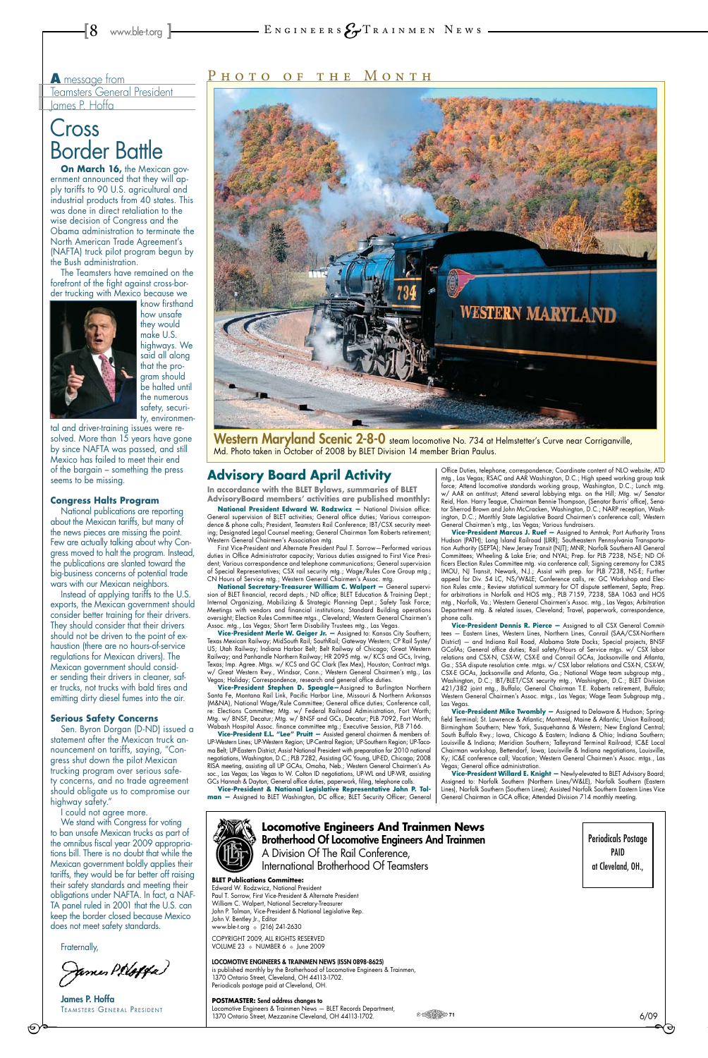**A** message from Teamsters General President James P. Hoffa

# Cross Border Battle

**On March 16,** the Mexican government announced that they will apply tariffs to 90 U.S. agricultural and industrial products from 40 states. This was done in direct retaliation to the wise decision of Congress and the Obama administration to terminate the North American Trade Agreement's (NAFTA) truck pilot program begun by the Bush administration.

The Teamsters have remained on the forefront of the fight against cross-border trucking with Mexico because we know firsthand how unsafe they would make U.S. highways. We said all along that the program should be halted until the numerous safety, security, environmental and driver-training issues were resolved. More than 15 years have gone by since NAFTA was passed, and still Mexico has failed to meet their end of the bargain – something the press seems to be missing.

### Congress Halts Program

National publications are reporting about the Mexican tariffs, but many of the news pieces are missing the point. Few are actually talking about why Congress moved to halt the program. Instead, the publications are slanted toward the big-business concerns of potential trade wars with our Mexican neighbors.

Instead of applying tariffs to the U.S. exports, the Mexican government should consider better training for their drivers. They should consider that their drivers should not be driven to the point of exhaustion (there are no hours-of-service regulations for Mexican drivers). The Mexican government should consider sending their drivers in cleaner, safer trucks, not trucks with bald tires and emitting dirty diesel fumes into the air.

### Serious Safety Concerns

Sen. Byron Dorgan (D-ND) issued a statement after the Mexican truck announcement on tariffs, saying, "Congress shut down the pilot Mexican trucking program over serious safety concerns, and no trade agreement should obligate us to compromise our highway safety."

I could not agree more.

We stand with Congress for voting to ban unsafe Mexican trucks as part of the omnibus fiscal year 2009 appropriations bill. There is no doubt that while the Mexican government boldly applies their tariffs, they would be far better off raising their safety standards and meeting their obligations under NAFTA. In fact, a NAFTA panel ruled in 2001 that the U.S. can keep the border closed because Mexico does not meet safety standards.

Fraternally,

**James P. Hoffa**
Teamsters General President

## Photo of the Month

**Western Maryland Scenic 2-8-0** steam locomotive No. 734 at Helmstetter's Curve near Corriganville, Md. Photo taken in October of 2008 by BLET Division 14 member Brian Paulus.

## Advisory Board April Activity

**In accordance with the BLET Bylaws, summaries of BLET AdvisoryBoard members' activities are published monthly:**

**National President Edward W. Rodzwicz —** National Division office: General supervision of BLET activities; General office duties; Various correspondence & phone calls; President, Teamsters Rail Conference; IBT/CSX security meeting; Designated Legal Counsel meeting; General Chairman Tom Roberts retirement; Western General Chairman's Association mtg.

First Vice-President and Alternate President Paul T. Sorrow—Performed various duties in Office Administrator capacity; Various duties assigned to First Vice President; Various correspondence and telephone communications; General supervision of Special Representatives; CSX rail security mtg.; Wage/Rules Core Group mtg.; CN Hours of Service mtg.; Western General Chairman's Assoc. mtg.

**National Secretary-Treasurer William C. Walpert —** General supervision of BLET financial, record depts.; ND office; BLET Education & Training Dept.; Internal Organizing, Mobilizing & Strategic Planning Dept.; Safety Task Force; Meetings with vendors and financial institutions; Standard Building operations oversight; Election Rules Committee mtgs., Cleveland; Western General Chairman's Assoc. mtg., Las Vegas; Short Term Disability Trustees mtg., Las Vegas.

**Vice-President Merle W. Geiger Jr. —** Assigned to: Kansas City Southern; Texas Mexican Railway; MidSouth Rail; SouthRail; Gateway Western; CP Rail Syste/US; Utah Railway; Indiana Harbor Belt; Belt Railway of Chicago; Great Western Railway; and Panhandle Northern Railway; HR 2095 mtg. w/ KCS and GCs, Irving, Texas; Imp. Agree. Mtgs. w/ KCS and GC Clark (Tex Mex), Houston; Contract mtgs. w/ Great Western Rwy., Windsor, Conn.; Western General Chairman's mtg., Las Vegas; Holiday; Correspondence, research and general office duties.

**Vice-President Stephen D. Speagle—**Assigned to Burlington Northern Santa Fe, Montana Rail Link, Pacific Harbor Line, Missouri & Northern Arkansas (M&NA), National Wage/Rule Committee; General office duties; Conference call, re: Elections Committee; Mtg. w/ Federal Railroad Administration, Fort Worth; Mtg. w/ BNSF, Decatur; Mtg. w/ BNSF and GCs, Decatur; PLB 7092, Fort Worth; Wabash Hospital Assoc. finance committee mtg.; Executive Session, PLB 7166.

**Vice-President E.L. "Lee" Pruitt —** Assisted general chairmen & members of: UP-Western Lines; UP-Western Region; UP-Central Region; UP-Southern Region; UP-Tacoma Belt; UP-Eastern District; Assist National President with preparation for 2010 national negotiations, Washington, D.C.; PLB 7282, Assisting GC Young, UP-ED, Chicago; 2008 RISA meeting, assisting all UP GCAs, Omaha, Neb.; Western General Chairman's Assoc., Las Vegas; Las Vegas to W. Colton ID negotiations, UP-WL and UP-WR, assisting GCs Hannah & Dayton; General office duties, paperwork, filing, telephone calls.

**Vice-President & National Legislative Representative John P. Tolman —** Assigned to BLET Washington, DC office; BLET Security Officer; General Office Duties, telephone, correspondence; Coordinate content of NLO website; ATD mtg., Las Vegas; RSAC and AAR Washington, D.C.; High speed working group task force; Attend locomotive standards working group, Washington, D.C.; Lunch mtg. w/ AAR on antitrust; Attend several lobbying mtgs. on the Hill; Mtg. w/ Senator Reid, Hon. Harry Teague, Chairman Bennie Thompson, (Senator Burris' office), Senator Sherrod Brown and John McCracken, Washington, D.C.; NARP reception, Washington, D.C.; Monthly State Legislative Board Chairmen's conference call; Western General Chairman's mtg., Las Vegas; Various fundraisers.

**Vice-President Marcus J. Ruef —** Assigned to Amtrak; Port Authority Trans Hudson (PATH); Long Island Railroad (LIRR); Southeastern Pennsylvania Transportation Authority (SEPTA); New Jersey Transit (NJT); MNR; Norfolk Southern-All General Committees; Wheeling & Lake Erie; and NYAL; Prep. for PLB 7238, NS-E; ND Officers Election Rules Committee mtg. via conference call; Signing ceremony for C3RS (MOU, NJ Transit, Newark, N.J.; Assist with prep. for PLB 7238, NS-E; Further appeal for Div. 54 LC, NS/W&LE; Conference calls, re: GC Workshop and Election Rules cmte.; Review statistical summary for OT dispute settlement, Septa; Prep. for arbitrations in Norfolk and HOS mtg.; PLB 7159, 7238, SBA 1063 and HOS mtg., Norfolk, Va.; Western General Chairman's Assoc. mtg., Las Vegas; Arbitration Department mtg. & related issues, Cleveland; Travel, paperwork, correspondence, phone calls.

**Vice-President Dennis R. Pierce —** Assigned to all CSX General Committees — Eastern Lines, Western Lines, Northern Lines, Conrail (SAA/CSX-Northern District) — and Indiana Rail Road, Alabama State Docks; Special projects, BNSF GCofAs; General office duties; Rail safety/Hours of Service mtgs. w/ CSX labor relations and CSX-N, CSX-W, CSX-E and Conrail GCAs, Jacksonville and Atlanta, Ga.; SSA dispute resolution cmte. mtgs. w/ CSX labor relations and CSX-N, CSX-W, CSX-E GCAs, Jacksonville and Atlanta, Ga.; National Wage team subgroup mtg., Washington, D.C.; IBT/BLET/CSX security mtg., Washington, D.C.; BLET Division 421/382 joint mtg., Buffalo; General Chairman T.E. Roberts retirement, Buffalo; Western General Chairman's Assoc. mtgs., Las Vegas; Wage Team Subgroup mtg., Las Vegas.

**Vice-President Mike Twombly —** Assigned to Delaware & Hudson; Springfield Terminal; St. Lawrence & Atlantic; Montreal, Maine & Atlantic; Union Railroad; Birmingham Southern; New York, Susquehanna & Western; New England Central; South Buffalo Rwy.; Iowa, Chicago & Eastern; Indiana & Ohio; Indiana Southern; Louisville & Indiana; Meridian Southern; Talleyrand Terminal Railroad; IC&E Local Chairman workshop, Bettendorf, Iowa; Louisville & Indiana negotiations, Louisville, Ky; IC&E conference call; Vacation; Western General Chairman's Assoc. mtgs., Las Vegas; General office administration.

**Vice-President Willard E. Knight —** Newly-elevated to BLET Advisory Board; Assigned to: Norfolk Southern (Northern Lines/W&LE), Norfolk Southern (Eastern Lines), Norfolk Southern (Southern Lines); Assisted Norfolk Southern Eastern Lines Vice General Chairman in GCA office; Attended Division 714 monthly meeting.

---

### Locomotive Engineers And Trainmen News

**Brotherhood Of Locomotive Engineers And Trainmen**
A Division Of The Rail Conference,
International Brotherhood Of Teamsters

**BLET Publications Committee:**
Edward W. Rodzwicz, National President
Paul T. Sorrow, First Vice-President & Alternate President
William C. Walpert, National Secretary-Treasurer
John P. Tolman, Vice-President & National Legislative Rep.
John V. Bentley Jr., Editor
www.ble-t.org ◆ (216) 241-2630

COPYRIGHT 2009, ALL RIGHTS RESERVED
VOLUME 23 ◆ NUMBER 6 ◆ June 2009

**LOCOMOTIVE ENGINEERS & TRAINMEN NEWS (ISSN 0898-8625)**
is published monthly by the Brotherhood of Locomotive Engineers & Trainmen,
1370 Ontario Street, Cleveland, OH 44113-1702.
Periodicals postage paid at Cleveland, OH.

**POSTMASTER: Send address changes to**
Locomotive Engineers & Trainmen News — BLET Records Department,
1370 Ontario Street, Mezzanine Cleveland, OH 44113-1702.

Periodicals Postage
PAID
at Cleveland, OH.,

6/09